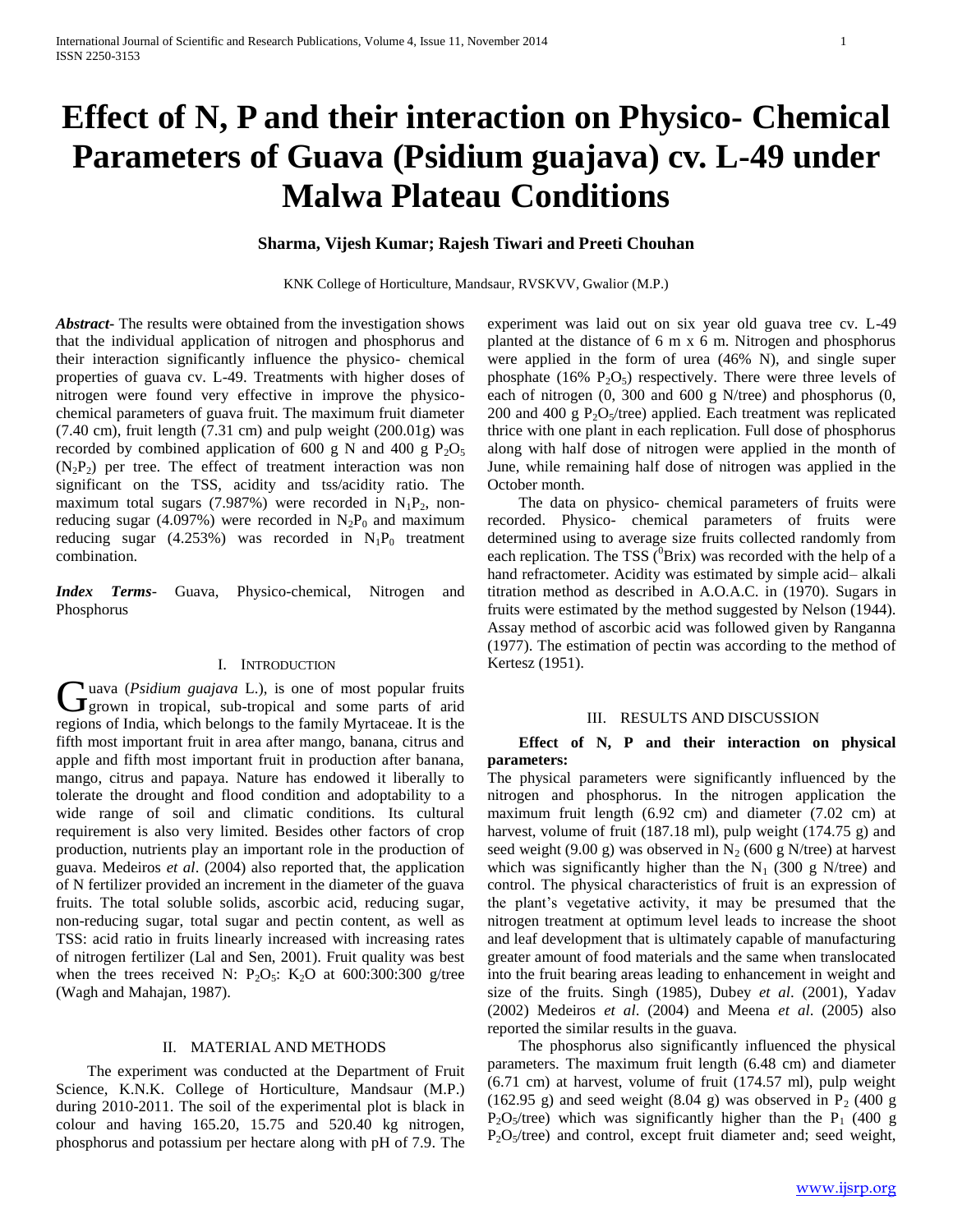# Effect of N, P and their interaction on Physico- Chemical Parameters of Guava (Psidium guajava) cv. L-49 under Malwa Plateau Conditions

**Sharma, Vijesh Kumar; Rajesh Tiwari and Preeti Chouhan**

KNK College of Horticulture, Mandsaur, RVSKVV, Gwalior (M.P.)

***Abstract-*** The results were obtained from the investigation shows that the individual application of nitrogen and phosphorus and their interaction significantly influence the physico- chemical properties of guava cv. L-49. Treatments with higher doses of nitrogen were found very effective in improve the physico-chemical parameters of guava fruit. The maximum fruit diameter (7.40 cm), fruit length (7.31 cm) and pulp weight (200.01g) was recorded by combined application of 600 g N and 400 g $P_2O_5$ ($N_2P_2$) per tree. The effect of treatment interaction was non significant on the TSS, acidity and tss/acidity ratio. The maximum total sugars (7.987%) were recorded in $N_1P_2$, non-reducing sugar (4.097%) were recorded in $N_2P_0$ and maximum reducing sugar (4.253%) was recorded in $N_1P_0$ treatment combination.

***Index Terms*-** Guava, Physico-chemical, Nitrogen and Phosphorus

## I. Introduction

Guava (*Psidium guajava* L.), is one of most popular fruits grown in tropical, sub-tropical and some parts of arid regions of India, which belongs to the family Myrtaceae. It is the fifth most important fruit in area after mango, banana, citrus and apple and fifth most important fruit in production after banana, mango, citrus and papaya. Nature has endowed it liberally to tolerate the drought and flood condition and adoptability to a wide range of soil and climatic conditions. Its cultural requirement is also very limited. Besides other factors of crop production, nutrients play an important role in the production of guava. Medeeros *et al*. (2004) also reported that, the application of N fertilizer provided an increment in the diameter of the guava fruits. The total soluble solids, ascorbic acid, reducing sugar, non-reducing sugar, total sugar and pectin content, as well as TSS: acid ratio in fruits linearly increased with increasing rates of nitrogen fertilizer (Lal and Sen, 2001). Fruit quality was best when the trees received N: $P_2O_5$: $K_2O$ at 600:300:300 g/tree (Wagh and Mahajan, 1987).

## II. Material and Methods

The experiment was conducted at the Department of Fruit Science, K.N.K. College of Horticulture, Mandsaur (M.P.) during 2010-2011. The soil of the experimental plot is black in colour and having 165.20, 15.75 and 520.40 kg nitrogen, phosphorus and potassium per hectare along with pH of 7.9. The experiment was laid out on six year old guava tree cv. L-49 planted at the distance of 6 m x 6 m. Nitrogen and phosphorus were applied in the form of urea (46% N), and single super phosphate (16% $P_2O_5$) respectively. There were three levels of each of nitrogen (0, 300 and 600 g N/tree) and phosphorus (0, 200 and 400 g $P_2O_5$/tree) applied. Each treatment was replicated thrice with one plant in each replication. Full dose of phosphorus along with half dose of nitrogen were applied in the month of June, while remaining half dose of nitrogen was applied in the October month.

The data on physico- chemical parameters of fruits were recorded. Physico- chemical parameters of fruits were determined using to average size fruits collected randomly from each replication. The TSS ($^0$Brix) was recorded with the help of a hand refractometer. Acidity was estimated by simple acid– alkali titration method as described in A.O.A.C. in (1970). Sugars in fruits were estimated by the method suggested by Nelson (1944). Assay method of ascorbic acid was followed given by Ranganna (1977). The estimation of pectin was according to the method of Kertesz (1951).

## III. Results and Discussion

**Effect of N, P and their interaction on physical parameters:**

The physical parameters were significantly influenced by the nitrogen and phosphorus. In the nitrogen application the maximum fruit length (6.92 cm) and diameter (7.02 cm) at harvest, volume of fruit (187.18 ml), pulp weight (174.75 g) and seed weight (9.00 g) was observed in $N_2$ (600 g N/tree) at harvest which was significantly higher than the $N_1$ (300 g N/tree) and control. The physical characteristics of fruit is an expression of the plant's vegetative activity, it may be presumed that the nitrogen treatment at optimum level leads to increase the shoot and leaf development that is ultimately capable of manufacturing greater amount of food materials and the same when translocated into the fruit bearing areas leading to enhancement in weight and size of the fruits. Singh (1985), Dubey *et al*. (2001), Yadav (2002) Medeiros *et al*. (2004) and Meena *et al*. (2005) also reported the similar results in the guava.

The phosphorus also significantly influenced the physical parameters. The maximum fruit length (6.48 cm) and diameter (6.71 cm) at harvest, volume of fruit (174.57 ml), pulp weight (162.95 g) and seed weight (8.04 g) was observed in $P_2$ (400 g $P_2O_5$/tree) which was significantly higher than the $P_1$ (400 g $P_2O_5$/tree) and control, except fruit diameter and; seed weight,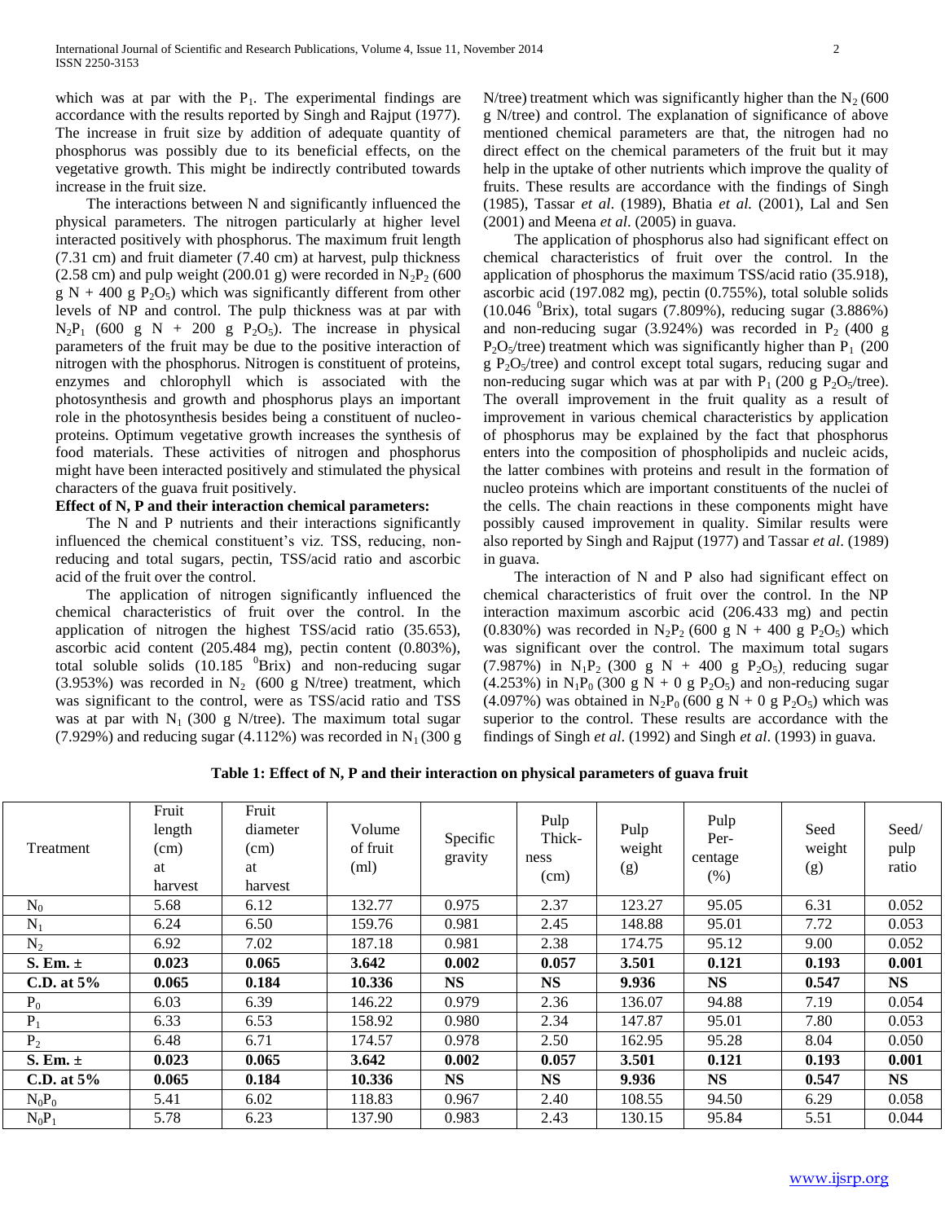which was at par with the $P_1$. The experimental findings are accordance with the results reported by Singh and Rajput (1977). The increase in fruit size by addition of adequate quantity of phosphorus was possibly due to its beneficial effects, on the vegetative growth. This might be indirectly contributed towards increase in the fruit size.

The interactions between N and significantly influenced the physical parameters. The nitrogen particularly at higher level interacted positively with phosphorus. The maximum fruit length (7.31 cm) and fruit diameter (7.40 cm) at harvest, pulp thickness (2.58 cm) and pulp weight (200.01 g) were recorded in $N_2P_2$ (600 g N + 400 g $P_2O_5$) which was significantly different from other levels of NP and control. The pulp thickness was at par with $N_2P_1$ (600 g N + 200 g $P_2O_5$). The increase in physical parameters of the fruit may be due to the positive interaction of nitrogen with the phosphorus. Nitrogen is constituent of proteins, enzymes and chlorophyll which is associated with the photosynthesis and growth and phosphorus plays an important role in the photosynthesis besides being a constituent of nucleo-proteins. Optimum vegetative growth increases the synthesis of food materials. These activities of nitrogen and phosphorus might have been interacted positively and stimulated the physical characters of the guava fruit positively.

**Effect of N, P and their interaction chemical parameters:**

The N and P nutrients and their interactions significantly influenced the chemical constituent's viz. TSS, reducing, non-reducing and total sugars, pectin, TSS/acid ratio and ascorbic acid of the fruit over the control.

The application of nitrogen significantly influenced the chemical characteristics of fruit over the control. In the application of nitrogen the highest TSS/acid ratio (35.653), ascorbic acid content (205.484 mg), pectin content (0.803%), total soluble solids (10.185 $^0$Brix) and non-reducing sugar (3.953%) was recorded in $N_2$ (600 g N/tree) treatment, which was significant to the control, were as TSS/acid ratio and TSS was at par with $N_1$ (300 g N/tree). The maximum total sugar (7.929%) and reducing sugar (4.112%) was recorded in $N_1$ (300 g N/tree) treatment which was significantly higher than the $N_2$ (600 g N/tree) and control. The explanation of significance of above mentioned chemical parameters are that, the nitrogen had no direct effect on the chemical parameters of the fruit but it may help in the uptake of other nutrients which improve the quality of fruits. These results are accordance with the findings of Singh (1985), Tassar *et al*. (1989), Bhatia *et al.* (2001), Lal and Sen (2001) and Meena *et al*. (2005) in guava.

The application of phosphorus also had significant effect on chemical characteristics of fruit over the control. In the application of phosphorus the maximum TSS/acid ratio (35.918), ascorbic acid (197.082 mg), pectin (0.755%), total soluble solids (10.046 $^0$Brix), total sugars (7.809%), reducing sugar (3.886%) and non-reducing sugar (3.924%) was recorded in $P_2$ (400 g $P_2O_5$/tree) treatment which was significantly higher than $P_1$ (200 g $P_2O_5$/tree) and control except total sugars, reducing sugar and non-reducing sugar which was at par with $P_1$ (200 g $P_2O_5$/tree). The overall improvement in the fruit quality as a result of improvement in various chemical characteristics by application of phosphorus may be explained by the fact that phosphorus enters into the composition of phospholipids and nucleic acids, the latter combines with proteins and result in the formation of nucleo proteins which are important constituents of the nuclei of the cells. The chain reactions in these components might have possibly caused improvement in quality. Similar results were also reported by Singh and Rajput (1977) and Tassar *et al*. (1989) in guava.

The interaction of N and P also had significant effect on chemical characteristics of fruit over the control. In the NP interaction maximum ascorbic acid (206.433 mg) and pectin (0.830%) was recorded in $N_2P_2$ (600 g N + 400 g $P_2O_5$) which was significant over the control. The maximum total sugars (7.987%) in $N_1P_2$ (300 g N + 400 g $P_2O_5$), reducing sugar (4.253%) in $N_1P_0$ (300 g N + 0 g $P_2O_5$) and non-reducing sugar (4.097%) was obtained in $N_2P_0$ (600 g N + 0 g $P_2O_5$) which was superior to the control. These results are accordance with the findings of Singh *et al*. (1992) and Singh *et al*. (1993) in guava.

**Table 1: Effect of N, P and their interaction on physical parameters of guava fruit**

| Treatment | Fruit length (cm) at harvest | Fruit diameter (cm) at harvest | Volume of fruit (ml) | Specific gravity | Pulp Thick-ness (cm) | Pulp weight (g) | Pulp Per-centage (%) | Seed weight (g) | Seed/ pulp ratio |
|---|---|---|---|---|---|---|---|---|---|
| $N_0$ | 5.68 | 6.12 | 132.77 | 0.975 | 2.37 | 123.27 | 95.05 | 6.31 | 0.052 |
| $N_1$ | 6.24 | 6.50 | 159.76 | 0.981 | 2.45 | 148.88 | 95.01 | 7.72 | 0.053 |
| $N_2$ | 6.92 | 7.02 | 187.18 | 0.981 | 2.38 | 174.75 | 95.12 | 9.00 | 0.052 |
| **S. Em. ±** | **0.023** | **0.065** | **3.642** | **0.002** | **0.057** | **3.501** | **0.121** | **0.193** | **0.001** |
| **C.D. at 5%** | **0.065** | **0.184** | **10.336** | **NS** | **NS** | **9.936** | **NS** | **0.547** | **NS** |
| $P_0$ | 6.03 | 6.39 | 146.22 | 0.979 | 2.36 | 136.07 | 94.88 | 7.19 | 0.054 |
| $P_1$ | 6.33 | 6.53 | 158.92 | 0.980 | 2.34 | 147.87 | 95.01 | 7.80 | 0.053 |
| $P_2$ | 6.48 | 6.71 | 174.57 | 0.978 | 2.50 | 162.95 | 95.28 | 8.04 | 0.050 |
| **S. Em. ±** | **0.023** | **0.065** | **3.642** | **0.002** | **0.057** | **3.501** | **0.121** | **0.193** | **0.001** |
| **C.D. at 5%** | **0.065** | **0.184** | **10.336** | **NS** | **NS** | **9.936** | **NS** | **0.547** | **NS** |
| $N_0P_0$ | 5.41 | 6.02 | 118.83 | 0.967 | 2.40 | 108.55 | 94.50 | 6.29 | 0.058 |
| $N_0P_1$ | 5.78 | 6.23 | 137.90 | 0.983 | 2.43 | 130.15 | 95.84 | 5.51 | 0.044 |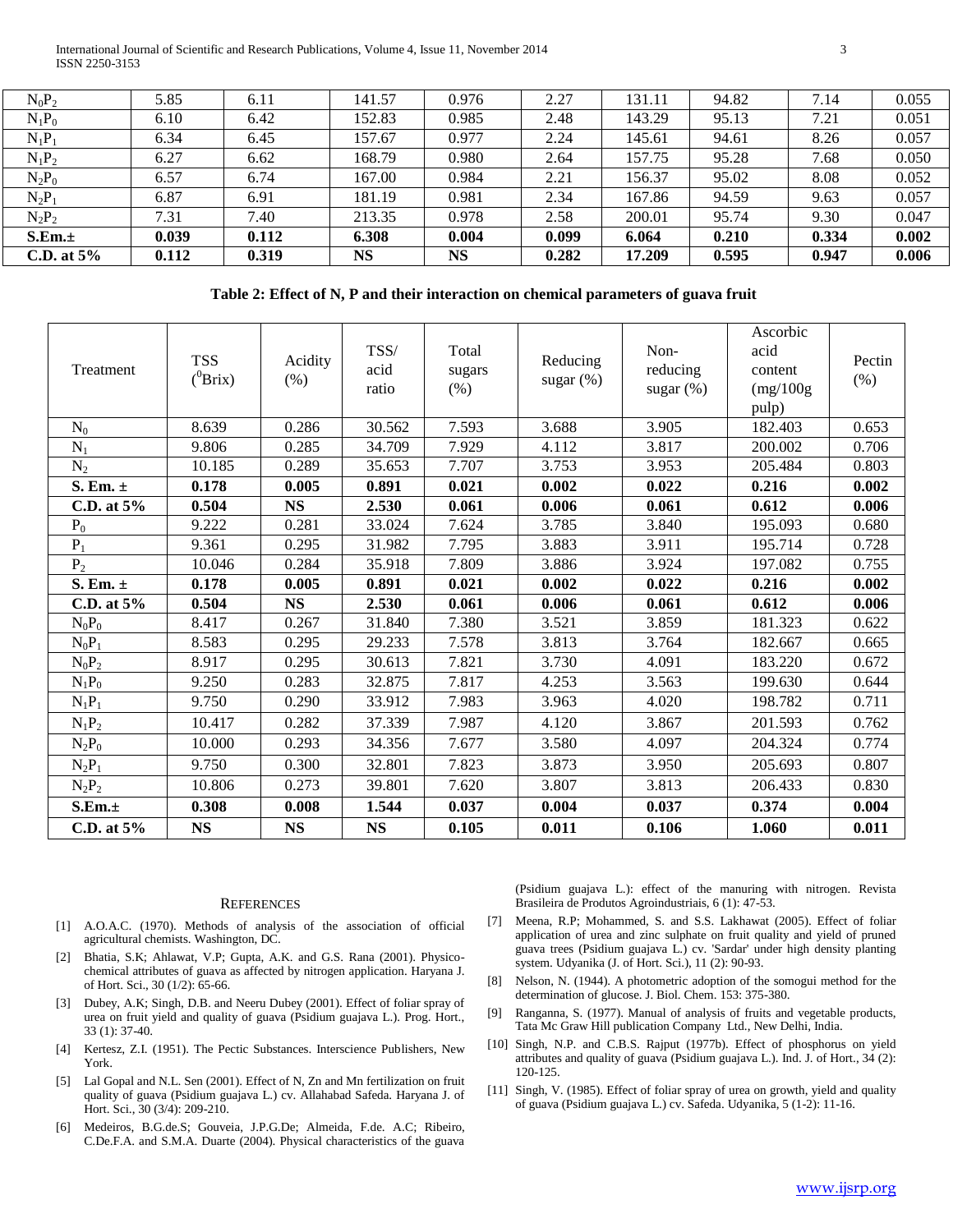| | | | | | | | | | |
|---|---|---|---|---|---|---|---|---|---|
| $N_0P_2$ | 5.85 | 6.11 | 141.57 | 0.976 | 2.27 | 131.11 | 94.82 | 7.14 | 0.055 |
| $N_1P_0$ | 6.10 | 6.42 | 152.83 | 0.985 | 2.48 | 143.29 | 95.13 | 7.21 | 0.051 |
| $N_1P_1$ | 6.34 | 6.45 | 157.67 | 0.977 | 2.24 | 145.61 | 94.61 | 8.26 | 0.057 |
| $N_1P_2$ | 6.27 | 6.62 | 168.79 | 0.980 | 2.64 | 157.75 | 95.28 | 7.68 | 0.050 |
| $N_2P_0$ | 6.57 | 6.74 | 167.00 | 0.984 | 2.21 | 156.37 | 95.02 | 8.08 | 0.052 |
| $N_2P_1$ | 6.87 | 6.91 | 181.19 | 0.981 | 2.34 | 167.86 | 94.59 | 9.63 | 0.057 |
| $N_2P_2$ | 7.31 | 7.40 | 213.35 | 0.978 | 2.58 | 200.01 | 95.74 | 9.30 | 0.047 |
| **S.Em.±** | **0.039** | **0.112** | **6.308** | **0.004** | **0.099** | **6.064** | **0.210** | **0.334** | **0.002** |
| **C.D. at 5%** | **0.112** | **0.319** | **NS** | **NS** | **0.282** | **17.209** | **0.595** | **0.947** | **0.006** |

**Table 2: Effect of N, P and their interaction on chemical parameters of guava fruit**

| Treatment | TSS ($^0$Brix) | Acidity (%) | TSS/ acid ratio | Total sugars (%) | Reducing sugar (%) | Non-reducing sugar (%) | Ascorbic acid content (mg/100g pulp) | Pectin (%) |
|---|---|---|---|---|---|---|---|---|
| $N_0$ | 8.639 | 0.286 | 30.562 | 7.593 | 3.688 | 3.905 | 182.403 | 0.653 |
| $N_1$ | 9.806 | 0.285 | 34.709 | 7.929 | 4.112 | 3.817 | 200.002 | 0.706 |
| $N_2$ | 10.185 | 0.289 | 35.653 | 7.707 | 3.753 | 3.953 | 205.484 | 0.803 |
| **S. Em. ±** | **0.178** | **0.005** | **0.891** | **0.021** | **0.002** | **0.022** | **0.216** | **0.002** |
| **C.D. at 5%** | **0.504** | **NS** | **2.530** | **0.061** | **0.006** | **0.061** | **0.612** | **0.006** |
| $P_0$ | 9.222 | 0.281 | 33.024 | 7.624 | 3.785 | 3.840 | 195.093 | 0.680 |
| $P_1$ | 9.361 | 0.295 | 31.982 | 7.795 | 3.883 | 3.911 | 195.714 | 0.728 |
| $P_2$ | 10.046 | 0.284 | 35.918 | 7.809 | 3.886 | 3.924 | 197.082 | 0.755 |
| **S. Em. ±** | **0.178** | **0.005** | **0.891** | **0.021** | **0.002** | **0.022** | **0.216** | **0.002** |
| **C.D. at 5%** | **0.504** | **NS** | **2.530** | **0.061** | **0.006** | **0.061** | **0.612** | **0.006** |
| $N_0P_0$ | 8.417 | 0.267 | 31.840 | 7.380 | 3.521 | 3.859 | 181.323 | 0.622 |
| $N_0P_1$ | 8.583 | 0.295 | 29.233 | 7.578 | 3.813 | 3.764 | 182.667 | 0.665 |
| $N_0P_2$ | 8.917 | 0.295 | 30.613 | 7.821 | 3.730 | 4.091 | 183.220 | 0.672 |
| $N_1P_0$ | 9.250 | 0.283 | 32.875 | 7.817 | 4.253 | 3.563 | 199.630 | 0.644 |
| $N_1P_1$ | 9.750 | 0.290 | 33.912 | 7.983 | 3.963 | 4.020 | 198.782 | 0.711 |
| $N_1P_2$ | 10.417 | 0.282 | 37.339 | 7.987 | 4.120 | 3.867 | 201.593 | 0.762 |
| $N_2P_0$ | 10.000 | 0.293 | 34.356 | 7.677 | 3.580 | 4.097 | 204.324 | 0.774 |
| $N_2P_1$ | 9.750 | 0.300 | 32.801 | 7.823 | 3.873 | 3.950 | 205.693 | 0.807 |
| $N_2P_2$ | 10.806 | 0.273 | 39.801 | 7.620 | 3.807 | 3.813 | 206.433 | 0.830 |
| **S.Em.±** | **0.308** | **0.008** | **1.544** | **0.037** | **0.004** | **0.037** | **0.374** | **0.004** |
| **C.D. at 5%** | **NS** | **NS** | **NS** | **0.105** | **0.011** | **0.106** | **1.060** | **0.011** |

## REFERENCES

[1] A.O.A.C. (1970). Methods of analysis of the association of official agricultural chemists. Washington, DC.

[2] Bhatia, S.K; Ahlawat, V.P; Gupta, A.K. and G.S. Rana (2001). Physico-chemical attributes of guava as affected by nitrogen application. Haryana J. of Hort. Sci., 30 (1/2): 65-66.

[3] Dubey, A.K; Singh, D.B. and Neeru Dubey (2001). Effect of foliar spray of urea on fruit yield and quality of guava (Psidium guajava L.). Prog. Hort., 33 (1): 37-40.

[4] Kertesz, Z.I. (1951). The Pectic Substances. Interscience Publishers, New York.

[5] Lal Gopal and N.L. Sen (2001). Effect of N, Zn and Mn fertilization on fruit quality of guava (Psidium guajava L.) cv. Allahabad Safeda. Haryana J. of Hort. Sci., 30 (3/4): 209-210.

[6] Medeiros, B.G.de.S; Gouveia, J.P.G.De; Almeida, F.de. A.C; Ribeiro, C.De.F.A. and S.M.A. Duarte (2004). Physical characteristics of the guava (Psidium guajava L.): effect of the manuring with nitrogen. Revista Brasileira de Produtos Agroindustriais, 6 (1): 47-53.

[7] Meena, R.P; Mohammed, S. and S.S. Lakhawat (2005). Effect of foliar application of urea and zinc sulphate on fruit quality and yield of pruned guava trees (Psidium guajava L.) cv. 'Sardar' under high density planting system. Udyanika (J. of Hort. Sci.), 11 (2): 90-93.

[8] Nelson, N. (1944). A photometric adoption of the somogui method for the determination of glucose. J. Biol. Chem. 153: 375-380.

[9] Ranganna, S. (1977). Manual of analysis of fruits and vegetable products, Tata Mc Graw Hill publication Company Ltd., New Delhi, India.

[10] Singh, N.P. and C.B.S. Rajput (1977b). Effect of phosphorus on yield attributes and quality of guava (Psidium guajava L.). Ind. J. of Hort., 34 (2): 120-125.

[11] Singh, V. (1985). Effect of foliar spray of urea on growth, yield and quality of guava (Psidium guajava L.) cv. Safeda. Udyanika, 5 (1-2): 11-16.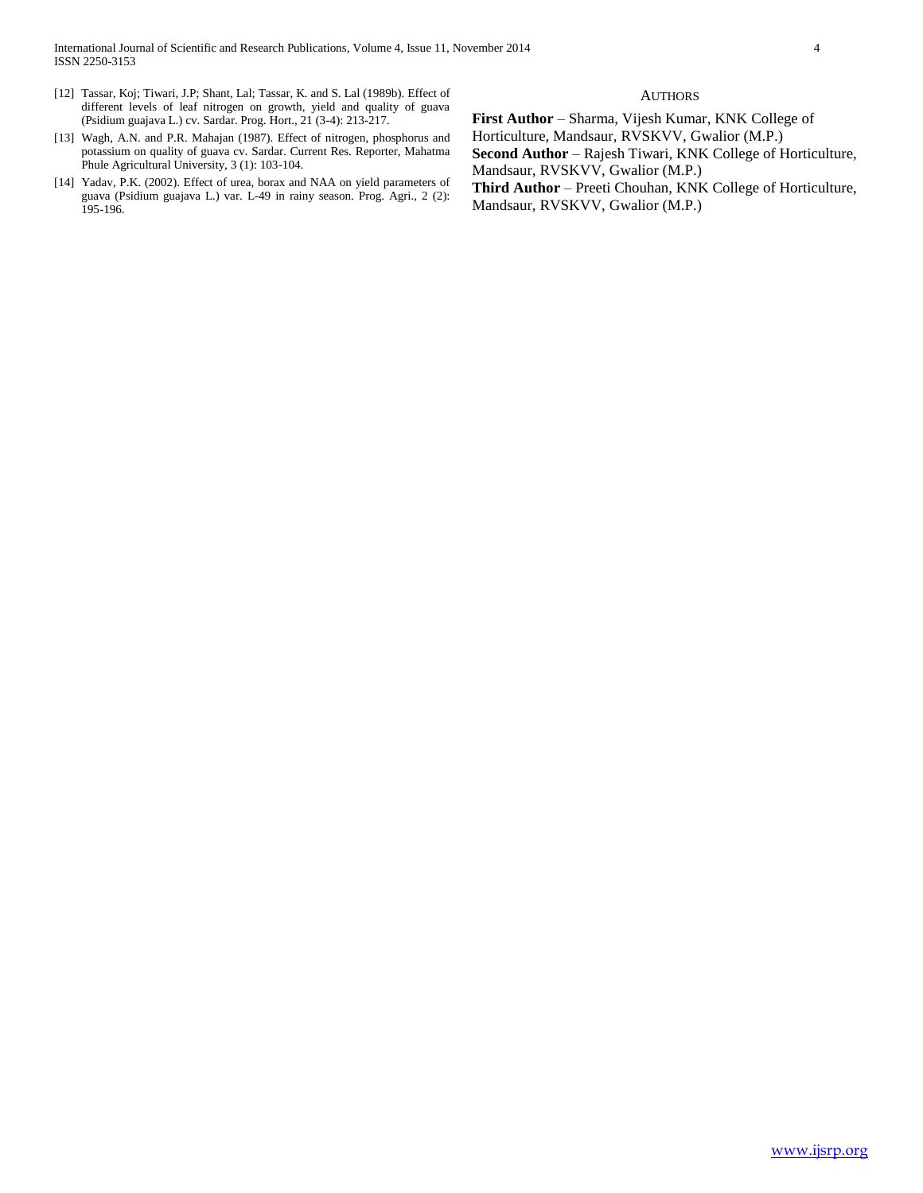[12] Tassar, Koj; Tiwari, J.P; Shant, Lal; Tassar, K. and S. Lal (1989b). Effect of different levels of leaf nitrogen on growth, yield and quality of guava (Psidium guajava L.) cv. Sardar. Prog. Hort., 21 (3-4): 213-217.

[13] Wagh, A.N. and P.R. Mahajan (1987). Effect of nitrogen, phosphorus and potassium on quality of guava cv. Sardar. Current Res. Reporter, Mahatma Phule Agricultural University, 3 (1): 103-104.

[14] Yadav, P.K. (2002). Effect of urea, borax and NAA on yield parameters of guava (Psidium guajava L.) var. L-49 in rainy season. Prog. Agri., 2 (2): 195-196.

## AUTHORS

**First Author** – Sharma, Vijesh Kumar, KNK College of Horticulture, Mandsaur, RVSKVV, Gwalior (M.P.)

**Second Author** – Rajesh Tiwari, KNK College of Horticulture, Mandsaur, RVSKVV, Gwalior (M.P.)

**Third Author** – Preeti Chouhan, KNK College of Horticulture, Mandsaur, RVSKVV, Gwalior (M.P.)